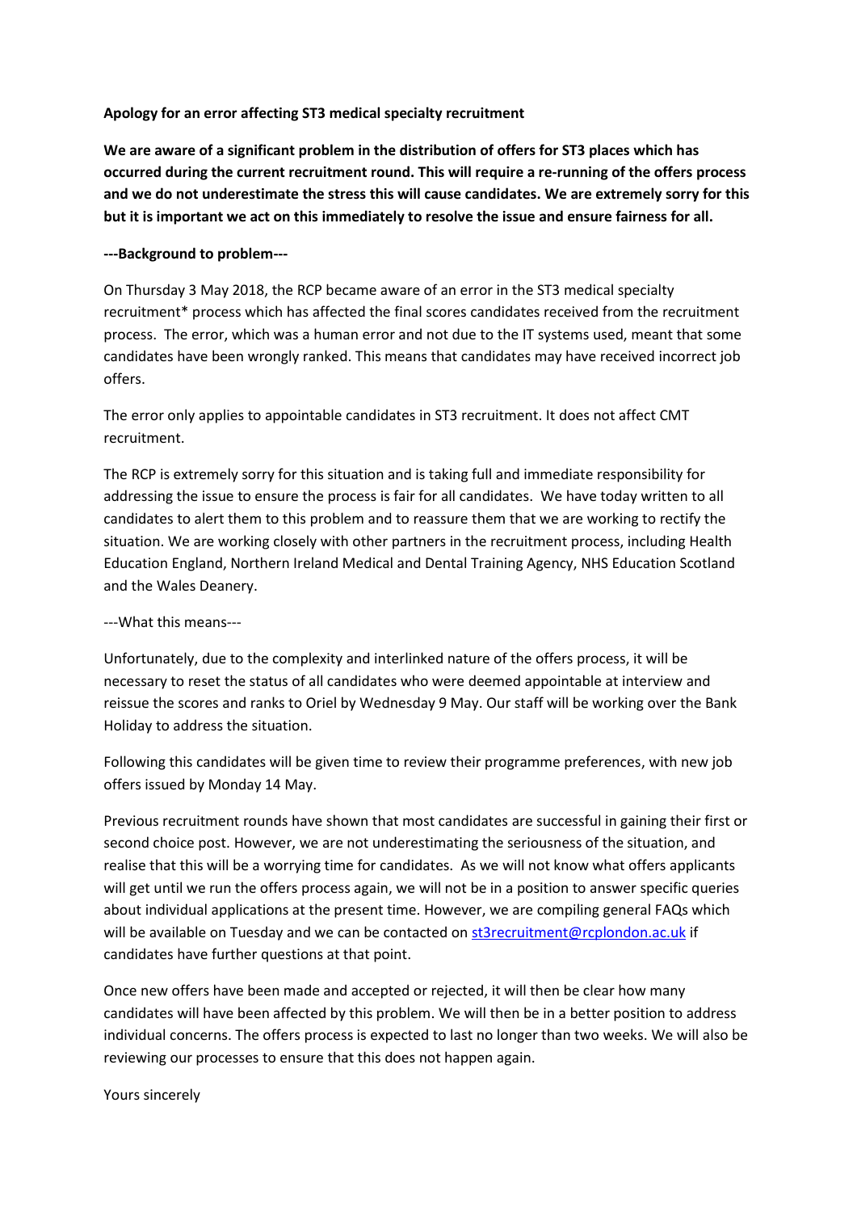**Apology for an error affecting ST3 medical specialty recruitment**

**We are aware of a significant problem in the distribution of offers for ST3 places which has occurred during the current recruitment round. This will require a re-running of the offers process and we do not underestimate the stress this will cause candidates. We are extremely sorry for this but it is important we act on this immediately to resolve the issue and ensure fairness for all.**

**---Background to problem---**

On Thursday 3 May 2018, the RCP became aware of an error in the ST3 medical specialty recruitment* process which has affected the final scores candidates received from the recruitment process. The error, which was a human error and not due to the IT systems used, meant that some candidates have been wrongly ranked. This means that candidates may have received incorrect job offers.

The error only applies to appointable candidates in ST3 recruitment. It does not affect CMT recruitment.

The RCP is extremely sorry for this situation and is taking full and immediate responsibility for addressing the issue to ensure the process is fair for all candidates. We have today written to all candidates to alert them to this problem and to reassure them that we are working to rectify the situation. We are working closely with other partners in the recruitment process, including Health Education England, Northern Ireland Medical and Dental Training Agency, NHS Education Scotland and the Wales Deanery.

---What this means---

Unfortunately, due to the complexity and interlinked nature of the offers process, it will be necessary to reset the status of all candidates who were deemed appointable at interview and reissue the scores and ranks to Oriel by Wednesday 9 May. Our staff will be working over the Bank Holiday to address the situation.

Following this candidates will be given time to review their programme preferences, with new job offers issued by Monday 14 May.

Previous recruitment rounds have shown that most candidates are successful in gaining their first or second choice post. However, we are not underestimating the seriousness of the situation, and realise that this will be a worrying time for candidates. As we will not know what offers applicants will get until we run the offers process again, we will not be in a position to answer specific queries about individual applications at the present time. However, we are compiling general FAQs which will be available on Tuesday and we can be contacted on st3recruitment@rcplondon.ac.uk if candidates have further questions at that point.

Once new offers have been made and accepted or rejected, it will then be clear how many candidates will have been affected by this problem. We will then be in a better position to address individual concerns. The offers process is expected to last no longer than two weeks. We will also be reviewing our processes to ensure that this does not happen again.

Yours sincerely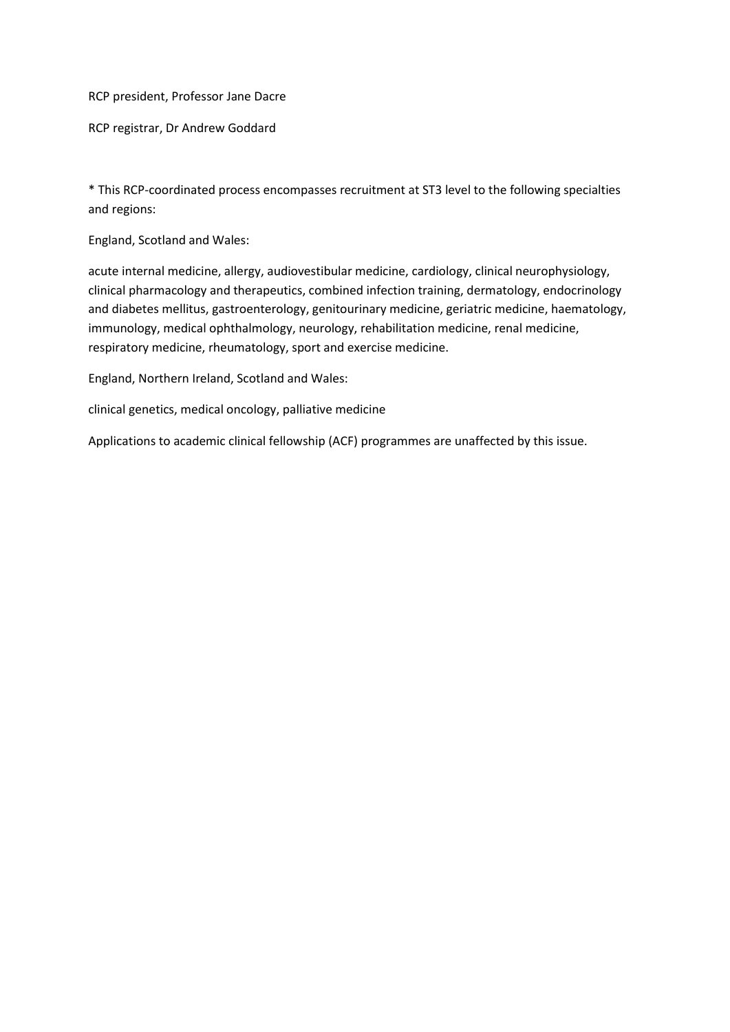RCP president, Professor Jane Dacre

RCP registrar, Dr Andrew Goddard

* This RCP-coordinated process encompasses recruitment at ST3 level to the following specialties and regions:

England, Scotland and Wales:

acute internal medicine, allergy, audiovestibular medicine, cardiology, clinical neurophysiology, clinical pharmacology and therapeutics, combined infection training, dermatology, endocrinology and diabetes mellitus, gastroenterology, genitourinary medicine, geriatric medicine, haematology, immunology, medical ophthalmology, neurology, rehabilitation medicine, renal medicine, respiratory medicine, rheumatology, sport and exercise medicine.

England, Northern Ireland, Scotland and Wales:

clinical genetics, medical oncology, palliative medicine

Applications to academic clinical fellowship (ACF) programmes are unaffected by this issue.